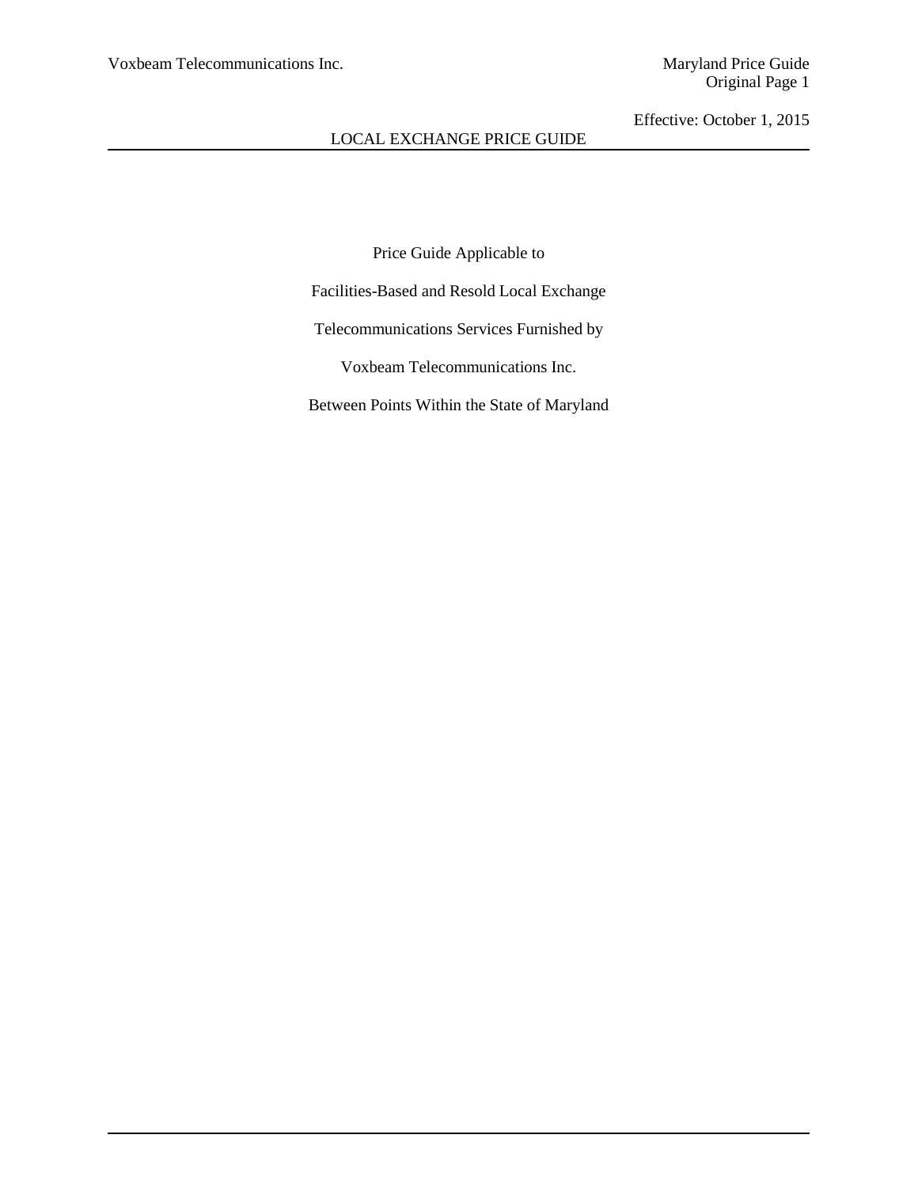# LOCAL EXCHANGE PRICE GUIDE

Effective: October 1, 2015

Price Guide Applicable to

Facilities-Based and Resold Local Exchange

Telecommunications Services Furnished by

Voxbeam Telecommunications Inc.

Between Points Within the State of Maryland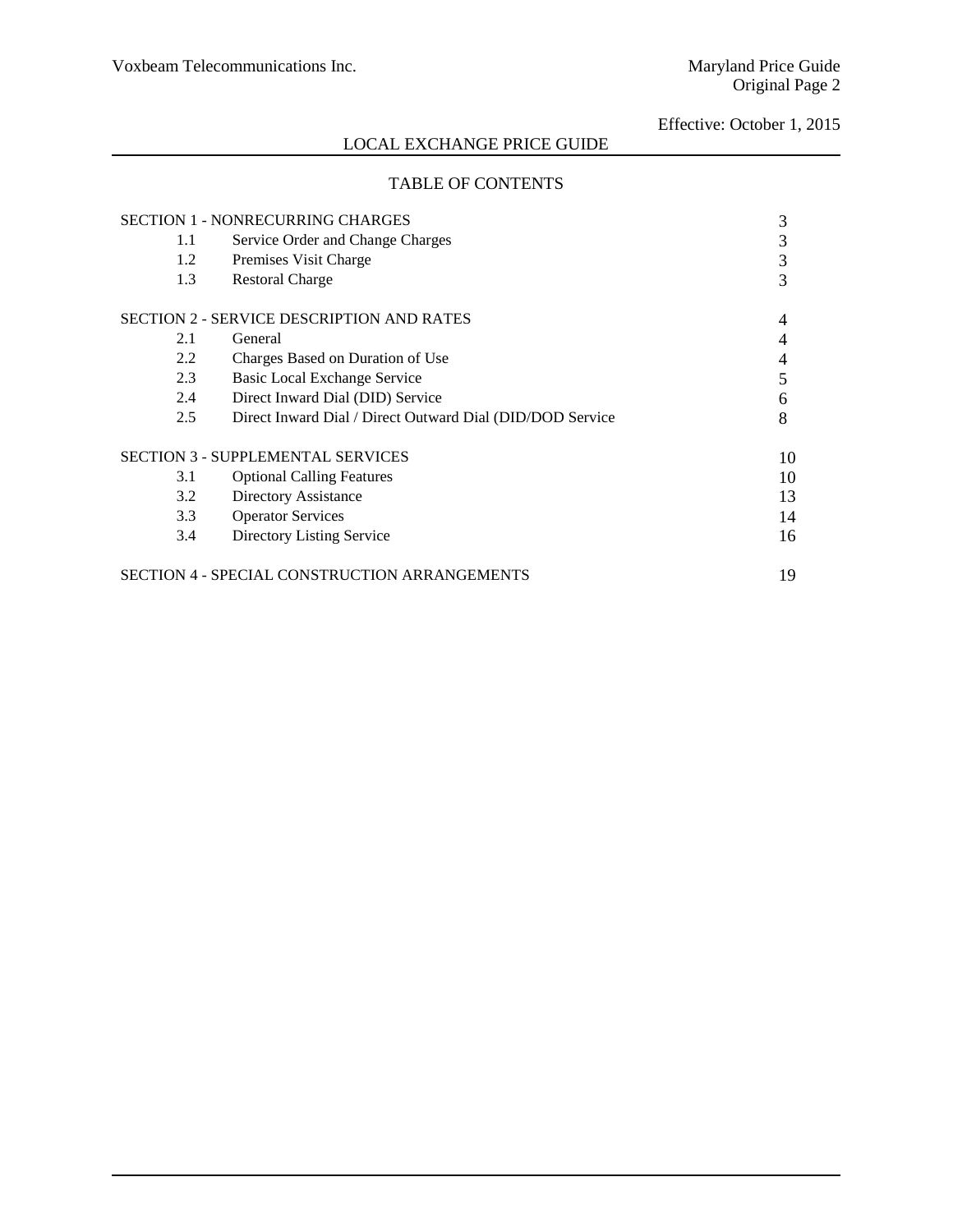Effective: October 1, 2015

# LOCAL EXCHANGE PRICE GUIDE

## TABLE OF CONTENTS

| | | |
|---|---|---|
| SECTION 1 - NONRECURRING CHARGES | | 3 |
| 1.1 | Service Order and Change Charges | 3 |
| 1.2 | Premises Visit Charge | 3 |
| 1.3 | Restoral Charge | 3 |
| | | |
| SECTION 2 - SERVICE DESCRIPTION AND RATES | | 4 |
| 2.1 | General | 4 |
| 2.2 | Charges Based on Duration of Use | 4 |
| 2.3 | Basic Local Exchange Service | 5 |
| 2.4 | Direct Inward Dial (DID) Service | 6 |
| 2.5 | Direct Inward Dial / Direct Outward Dial (DID/DOD Service | 8 |
| | | |
| SECTION 3 - SUPPLEMENTAL SERVICES | | 10 |
| 3.1 | Optional Calling Features | 10 |
| 3.2 | Directory Assistance | 13 |
| 3.3 | Operator Services | 14 |
| 3.4 | Directory Listing Service | 16 |
| | | |
| SECTION 4 - SPECIAL CONSTRUCTION ARRANGEMENTS | | 19 |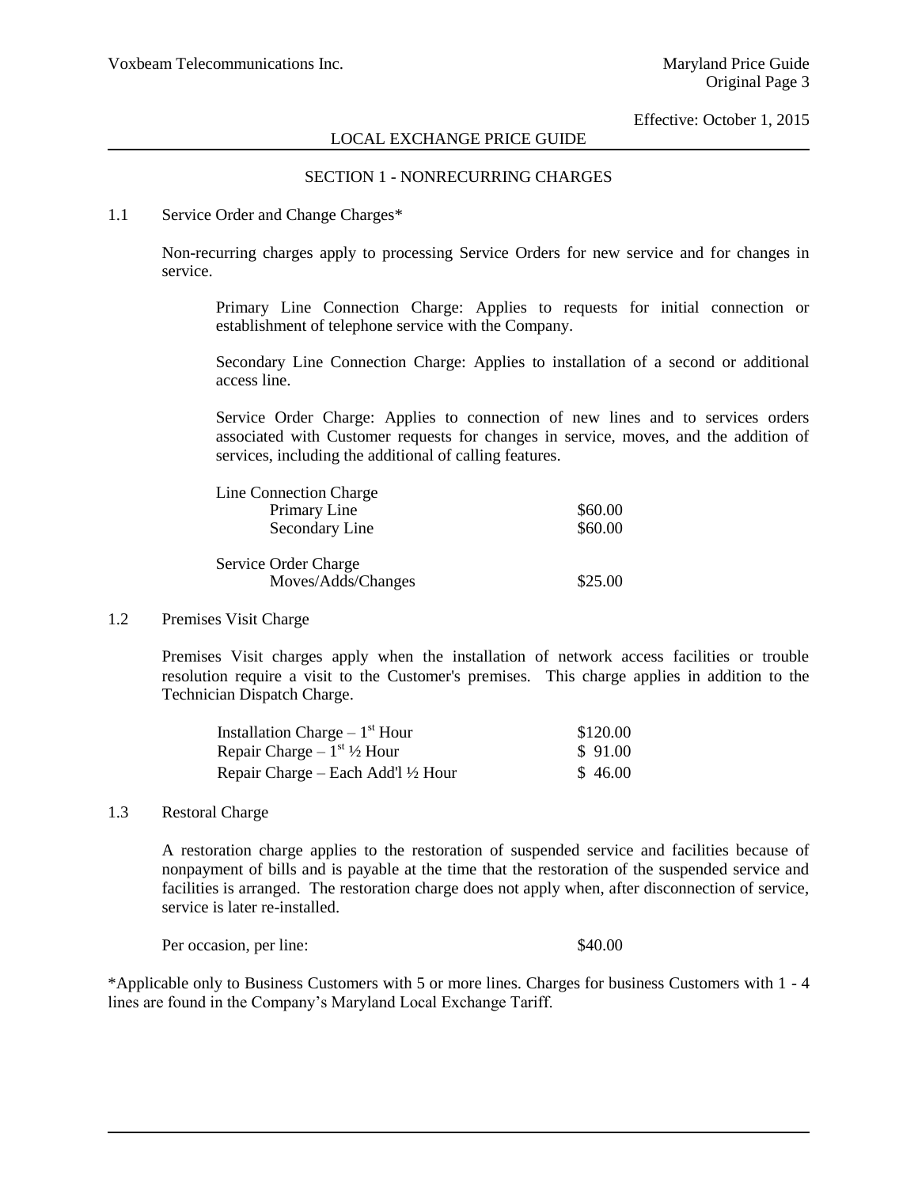## LOCAL EXCHANGE PRICE GUIDE

### SECTION 1 - NONRECURRING CHARGES

1.1 Service Order and Change Charges*

Non-recurring charges apply to processing Service Orders for new service and for changes in service.

Primary Line Connection Charge: Applies to requests for initial connection or establishment of telephone service with the Company.

Secondary Line Connection Charge: Applies to installation of a second or additional access line.

Service Order Charge: Applies to connection of new lines and to services orders associated with Customer requests for changes in service, moves, and the addition of services, including the additional of calling features.

| | |
|---|---|
| Line Connection Charge | |
| Primary Line | \$60.00 |
| Secondary Line | \$60.00 |
| Service Order Charge | |
| Moves/Adds/Changes | \$25.00 |

1.2 Premises Visit Charge

Premises Visit charges apply when the installation of network access facilities or trouble resolution require a visit to the Customer's premises. This charge applies in addition to the Technician Dispatch Charge.

| | |
|---|---|
| Installation Charge – 1st Hour | \$120.00 |
| Repair Charge – 1st ½ Hour | \$ 91.00 |
| Repair Charge – Each Add'l ½ Hour | \$ 46.00 |

1.3 Restoral Charge

A restoration charge applies to the restoration of suspended service and facilities because of nonpayment of bills and is payable at the time that the restoration of the suspended service and facilities is arranged. The restoration charge does not apply when, after disconnection of service, service is later re-installed.

Per occasion, per line: \$40.00

*Applicable only to Business Customers with 5 or more lines. Charges for business Customers with 1 - 4 lines are found in the Company's Maryland Local Exchange Tariff.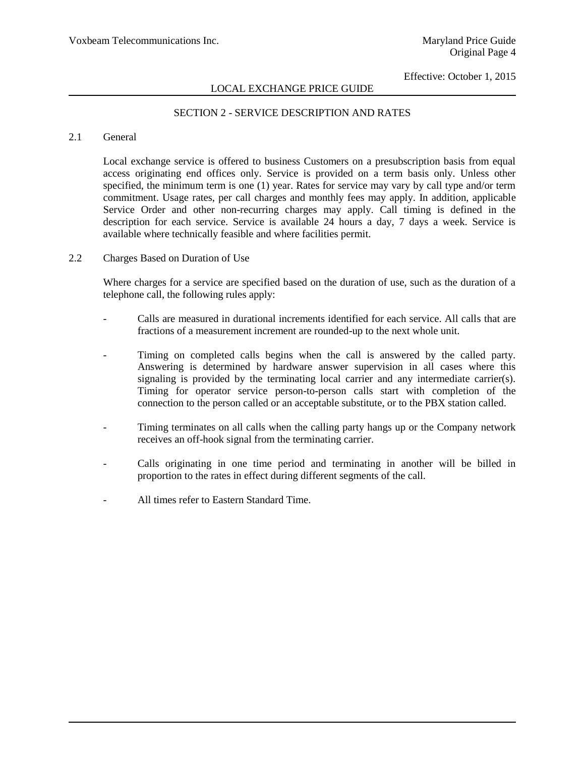## SECTION 2 - SERVICE DESCRIPTION AND RATES

### 2.1 General

Local exchange service is offered to business Customers on a presubscription basis from equal access originating end offices only. Service is provided on a term basis only. Unless other specified, the minimum term is one (1) year. Rates for service may vary by call type and/or term commitment. Usage rates, per call charges and monthly fees may apply. In addition, applicable Service Order and other non-recurring charges may apply. Call timing is defined in the description for each service. Service is available 24 hours a day, 7 days a week. Service is available where technically feasible and where facilities permit.

### 2.2 Charges Based on Duration of Use

Where charges for a service are specified based on the duration of use, such as the duration of a telephone call, the following rules apply:

- Calls are measured in durational increments identified for each service. All calls that are fractions of a measurement increment are rounded-up to the next whole unit.
- Timing on completed calls begins when the call is answered by the called party. Answering is determined by hardware answer supervision in all cases where this signaling is provided by the terminating local carrier and any intermediate carrier(s). Timing for operator service person-to-person calls start with completion of the connection to the person called or an acceptable substitute, or to the PBX station called.
- Timing terminates on all calls when the calling party hangs up or the Company network receives an off-hook signal from the terminating carrier.
- Calls originating in one time period and terminating in another will be billed in proportion to the rates in effect during different segments of the call.
- All times refer to Eastern Standard Time.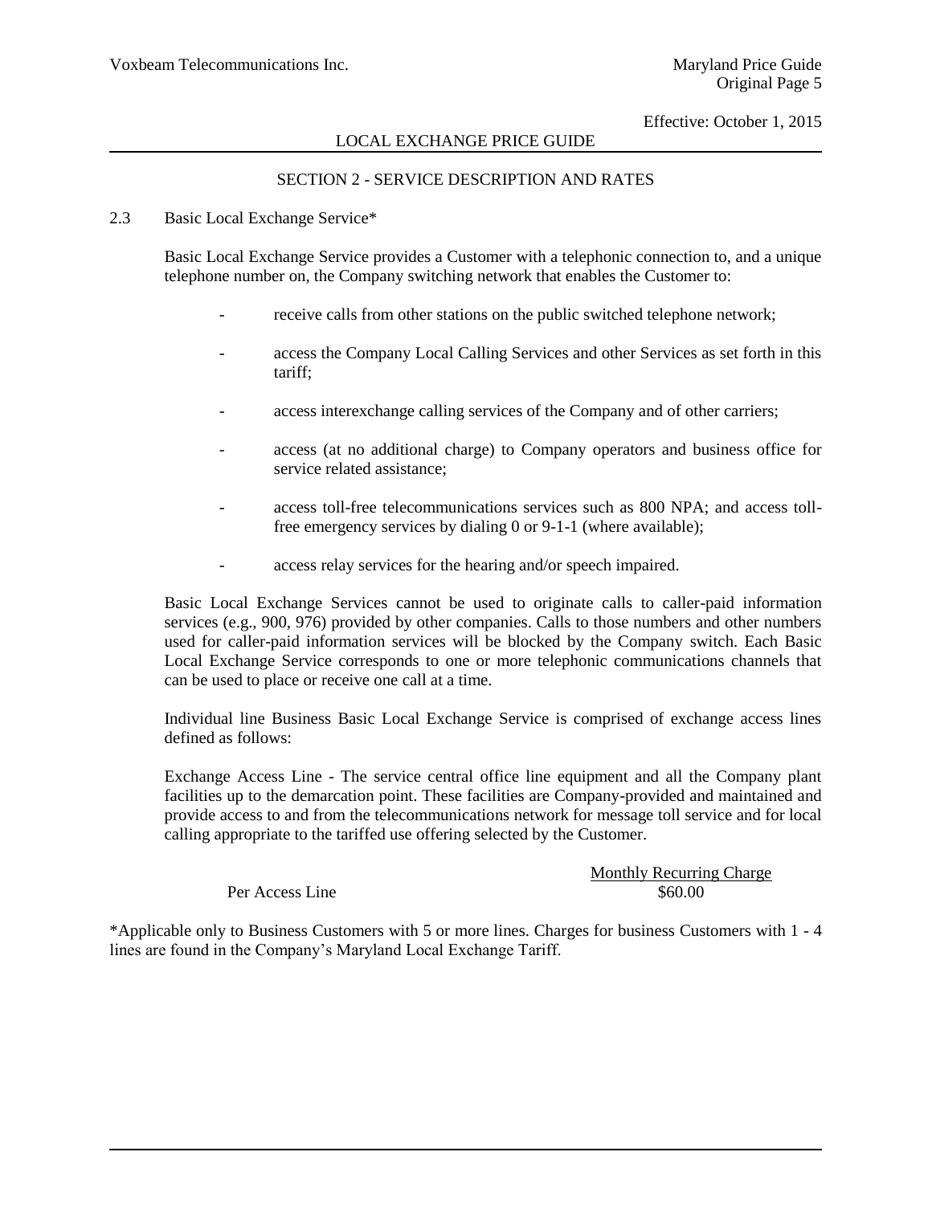## SECTION 2 - SERVICE DESCRIPTION AND RATES

### 2.3 Basic Local Exchange Service*

Basic Local Exchange Service provides a Customer with a telephonic connection to, and a unique telephone number on, the Company switching network that enables the Customer to:

- receive calls from other stations on the public switched telephone network;
- access the Company Local Calling Services and other Services as set forth in this tariff;
- access interexchange calling services of the Company and of other carriers;
- access (at no additional charge) to Company operators and business office for service related assistance;
- access toll-free telecommunications services such as 800 NPA; and access toll-free emergency services by dialing 0 or 9-1-1 (where available);
- access relay services for the hearing and/or speech impaired.

Basic Local Exchange Services cannot be used to originate calls to caller-paid information services (e.g., 900, 976) provided by other companies. Calls to those numbers and other numbers used for caller-paid information services will be blocked by the Company switch. Each Basic Local Exchange Service corresponds to one or more telephonic communications channels that can be used to place or receive one call at a time.

Individual line Business Basic Local Exchange Service is comprised of exchange access lines defined as follows:

Exchange Access Line - The service central office line equipment and all the Company plant facilities up to the demarcation point. These facilities are Company-provided and maintained and provide access to and from the telecommunications network for message toll service and for local calling appropriate to the tariffed use offering selected by the Customer.

| | Monthly Recurring Charge |
|---|---|
| Per Access Line | $60.00 |

*Applicable only to Business Customers with 5 or more lines. Charges for business Customers with 1 - 4 lines are found in the Company's Maryland Local Exchange Tariff.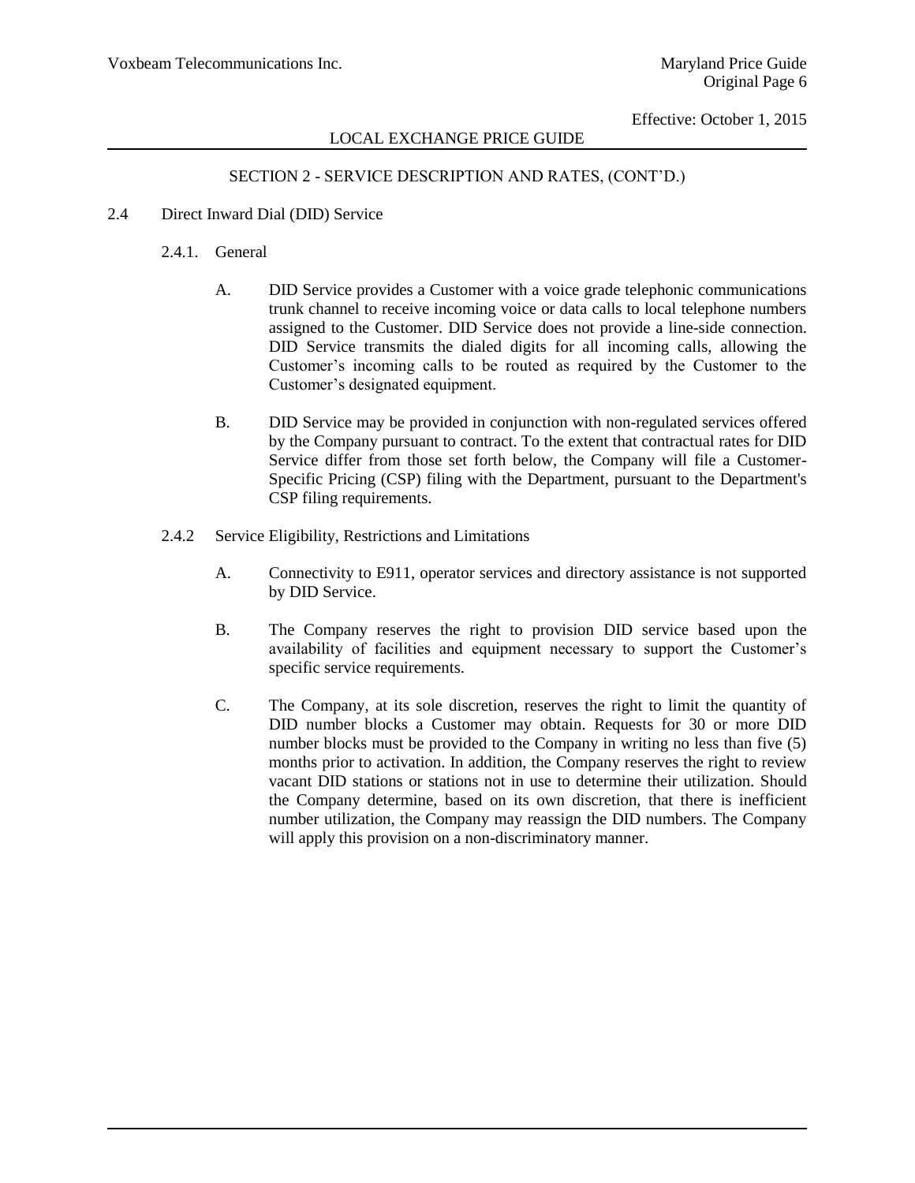## SECTION 2 - SERVICE DESCRIPTION AND RATES, (CONT'D.)

### 2.4 Direct Inward Dial (DID) Service

#### 2.4.1. General

A. DID Service provides a Customer with a voice grade telephonic communications trunk channel to receive incoming voice or data calls to local telephone numbers assigned to the Customer. DID Service does not provide a line-side connection. DID Service transmits the dialed digits for all incoming calls, allowing the Customer's incoming calls to be routed as required by the Customer to the Customer's designated equipment.

B. DID Service may be provided in conjunction with non-regulated services offered by the Company pursuant to contract. To the extent that contractual rates for DID Service differ from those set forth below, the Company will file a Customer-Specific Pricing (CSP) filing with the Department, pursuant to the Department's CSP filing requirements.

#### 2.4.2 Service Eligibility, Restrictions and Limitations

A. Connectivity to E911, operator services and directory assistance is not supported by DID Service.

B. The Company reserves the right to provision DID service based upon the availability of facilities and equipment necessary to support the Customer's specific service requirements.

C. The Company, at its sole discretion, reserves the right to limit the quantity of DID number blocks a Customer may obtain. Requests for 30 or more DID number blocks must be provided to the Company in writing no less than five (5) months prior to activation. In addition, the Company reserves the right to review vacant DID stations or stations not in use to determine their utilization. Should the Company determine, based on its own discretion, that there is inefficient number utilization, the Company may reassign the DID numbers. The Company will apply this provision on a non-discriminatory manner.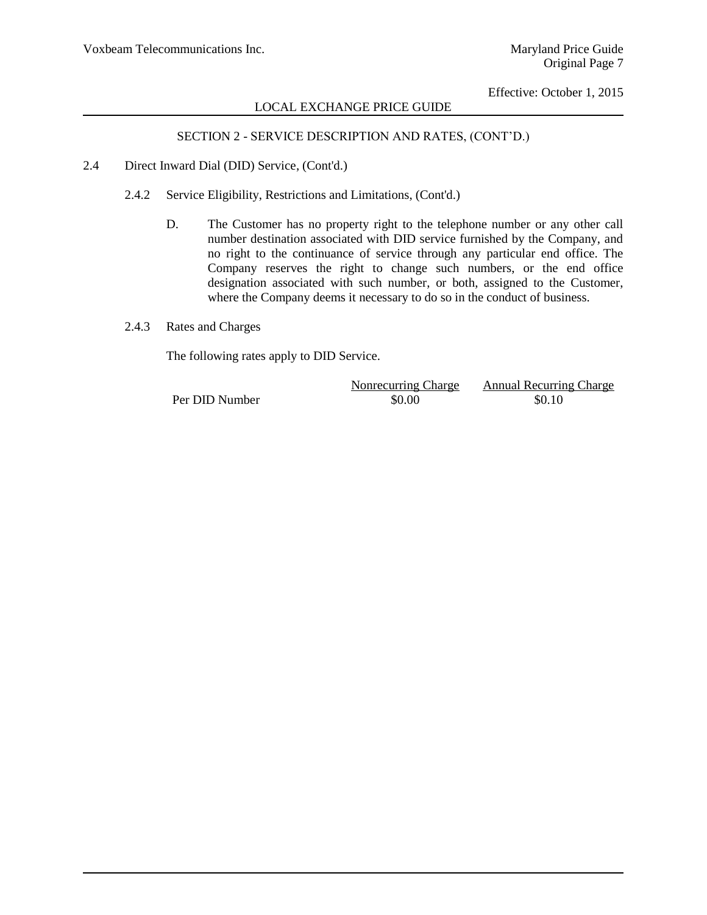## SECTION 2 - SERVICE DESCRIPTION AND RATES, (CONT'D.)

2.4 Direct Inward Dial (DID) Service, (Cont'd.)

2.4.2 Service Eligibility, Restrictions and Limitations, (Cont'd.)

D. The Customer has no property right to the telephone number or any other call number destination associated with DID service furnished by the Company, and no right to the continuance of service through any particular end office. The Company reserves the right to change such numbers, or the end office designation associated with such number, or both, assigned to the Customer, where the Company deems it necessary to do so in the conduct of business.

2.4.3 Rates and Charges

The following rates apply to DID Service.

| | Nonrecurring Charge | Annual Recurring Charge |
|---|---|---|
| Per DID Number | \$0.00 | \$0.10 |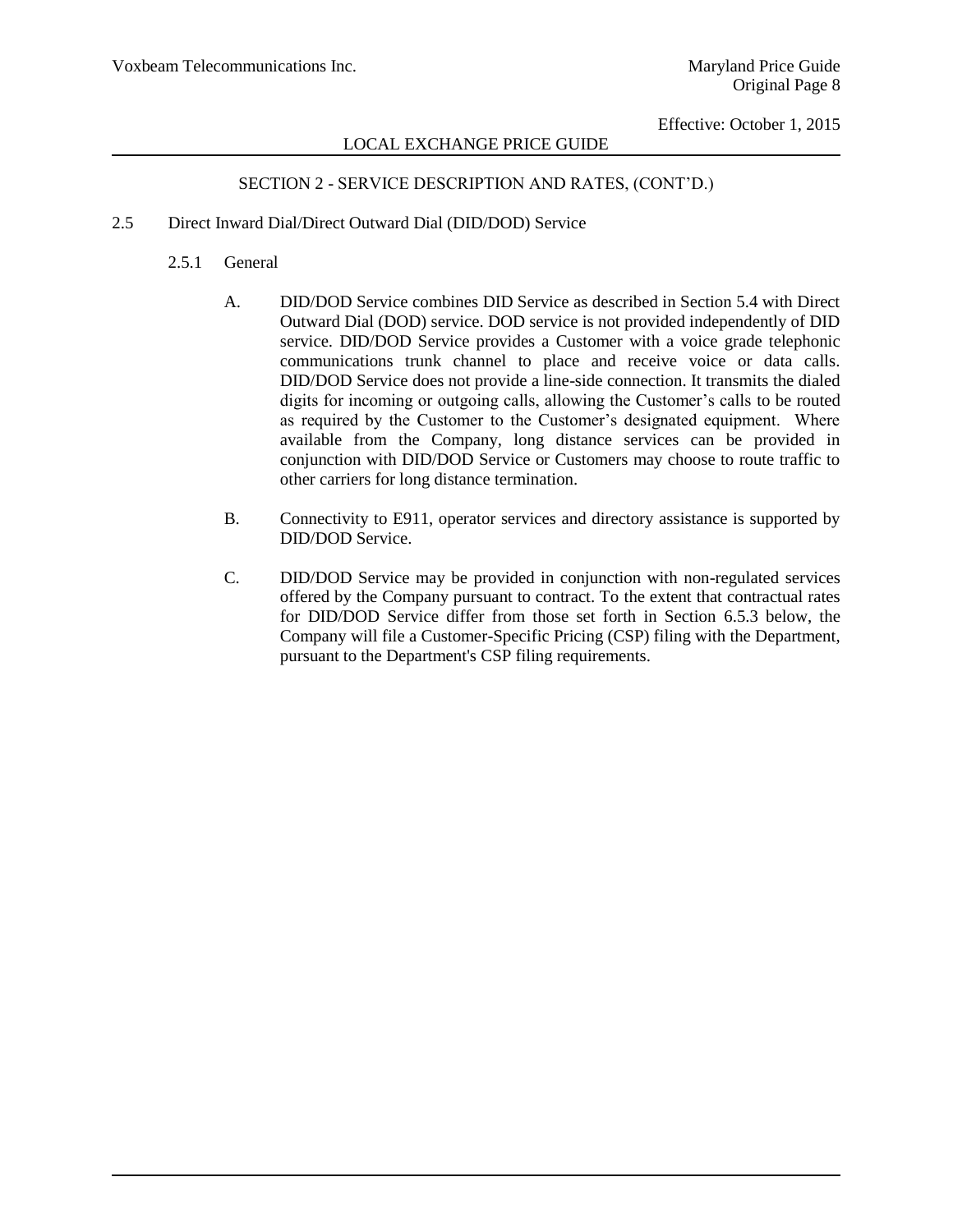SECTION 2 - SERVICE DESCRIPTION AND RATES, (CONT'D.)

## 2.5 Direct Inward Dial/Direct Outward Dial (DID/DOD) Service

### 2.5.1 General

A. DID/DOD Service combines DID Service as described in Section 5.4 with Direct Outward Dial (DOD) service. DOD service is not provided independently of DID service. DID/DOD Service provides a Customer with a voice grade telephonic communications trunk channel to place and receive voice or data calls. DID/DOD Service does not provide a line-side connection. It transmits the dialed digits for incoming or outgoing calls, allowing the Customer's calls to be routed as required by the Customer to the Customer's designated equipment. Where available from the Company, long distance services can be provided in conjunction with DID/DOD Service or Customers may choose to route traffic to other carriers for long distance termination.

B. Connectivity to E911, operator services and directory assistance is supported by DID/DOD Service.

C. DID/DOD Service may be provided in conjunction with non-regulated services offered by the Company pursuant to contract. To the extent that contractual rates for DID/DOD Service differ from those set forth in Section 6.5.3 below, the Company will file a Customer-Specific Pricing (CSP) filing with the Department, pursuant to the Department's CSP filing requirements.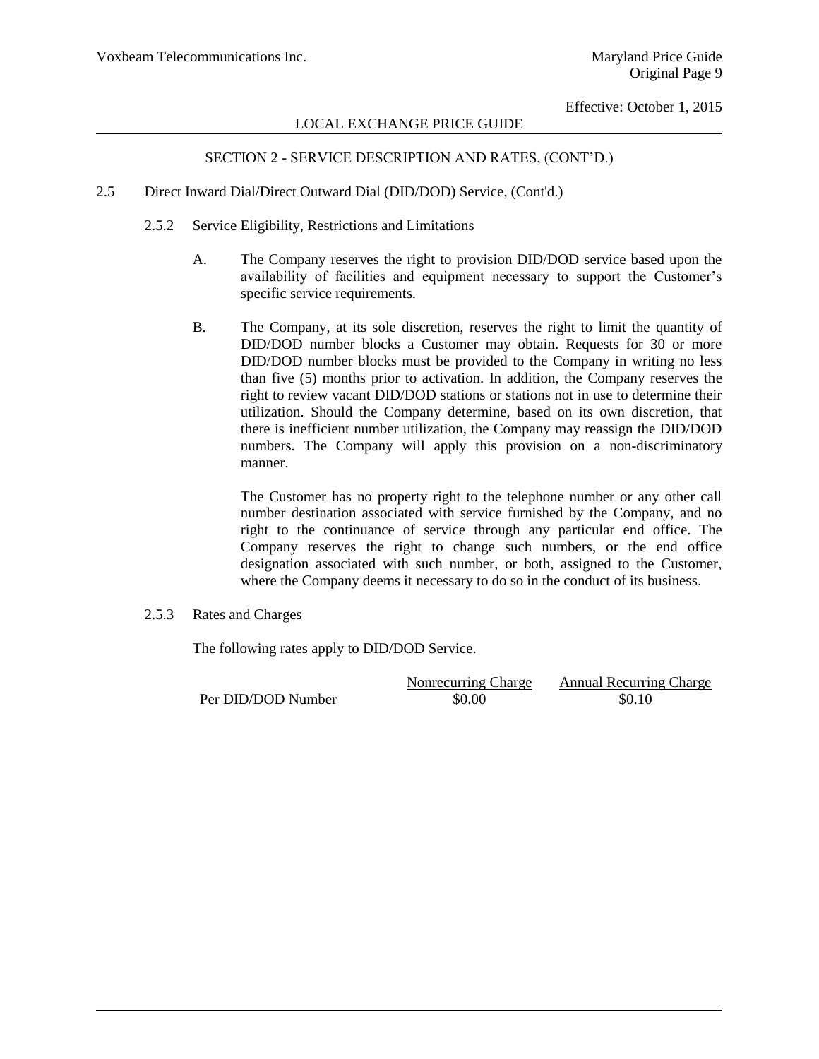## SECTION 2 - SERVICE DESCRIPTION AND RATES, (CONT'D.)

### 2.5 Direct Inward Dial/Direct Outward Dial (DID/DOD) Service, (Cont'd.)

#### 2.5.2 Service Eligibility, Restrictions and Limitations

A. The Company reserves the right to provision DID/DOD service based upon the availability of facilities and equipment necessary to support the Customer's specific service requirements.

B. The Company, at its sole discretion, reserves the right to limit the quantity of DID/DOD number blocks a Customer may obtain. Requests for 30 or more DID/DOD number blocks must be provided to the Company in writing no less than five (5) months prior to activation. In addition, the Company reserves the right to review vacant DID/DOD stations or stations not in use to determine their utilization. Should the Company determine, based on its own discretion, that there is inefficient number utilization, the Company may reassign the DID/DOD numbers. The Company will apply this provision on a non-discriminatory manner.

The Customer has no property right to the telephone number or any other call number destination associated with service furnished by the Company, and no right to the continuance of service through any particular end office. The Company reserves the right to change such numbers, or the end office designation associated with such number, or both, assigned to the Customer, where the Company deems it necessary to do so in the conduct of its business.

#### 2.5.3 Rates and Charges

The following rates apply to DID/DOD Service.

| | Nonrecurring Charge | Annual Recurring Charge |
|---|---|---|
| Per DID/DOD Number | $0.00 | $0.10 |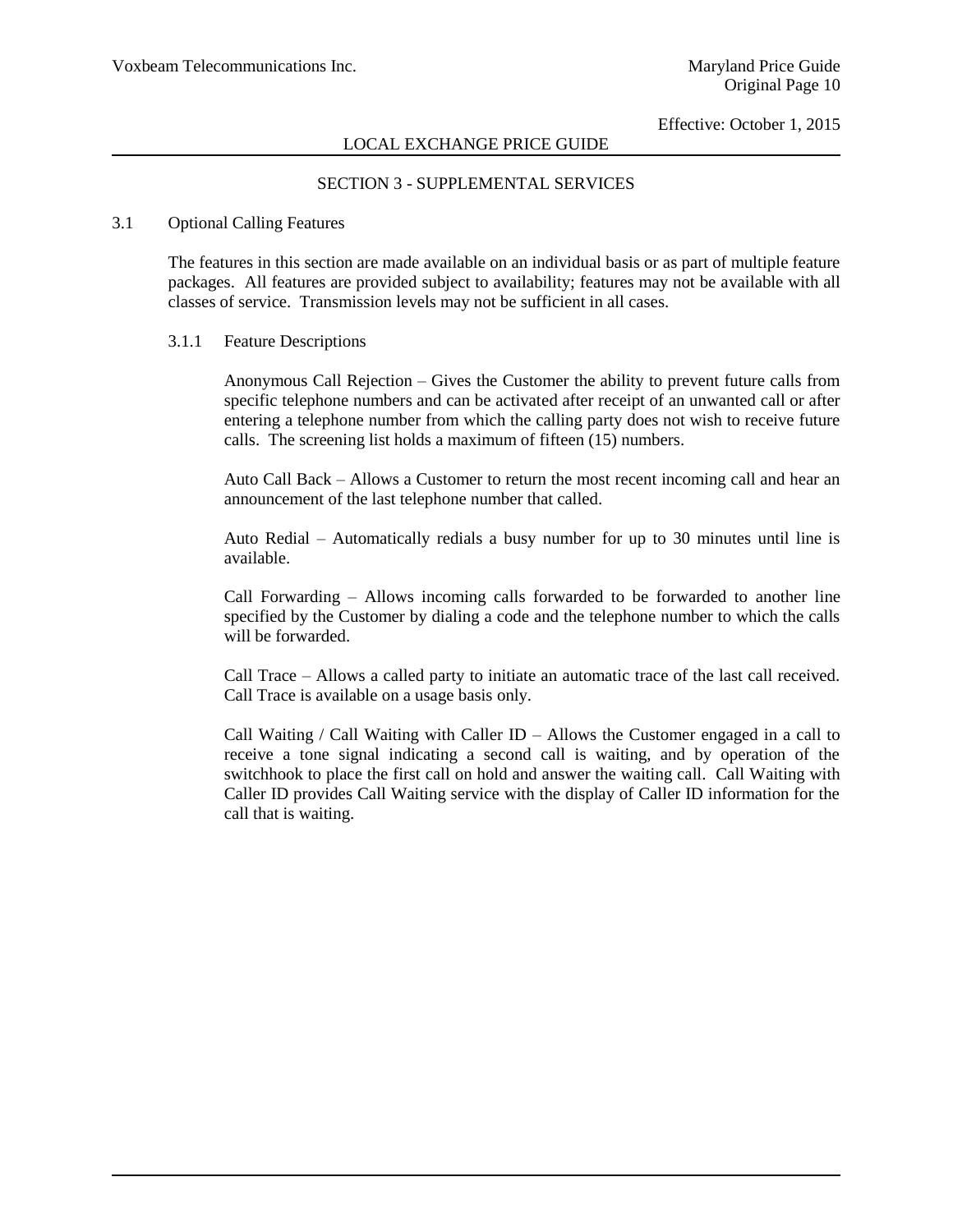## LOCAL EXCHANGE PRICE GUIDE

### SECTION 3 - SUPPLEMENTAL SERVICES

3.1 Optional Calling Features

The features in this section are made available on an individual basis or as part of multiple feature packages. All features are provided subject to availability; features may not be available with all classes of service. Transmission levels may not be sufficient in all cases.

3.1.1 Feature Descriptions

Anonymous Call Rejection – Gives the Customer the ability to prevent future calls from specific telephone numbers and can be activated after receipt of an unwanted call or after entering a telephone number from which the calling party does not wish to receive future calls. The screening list holds a maximum of fifteen (15) numbers.

Auto Call Back – Allows a Customer to return the most recent incoming call and hear an announcement of the last telephone number that called.

Auto Redial – Automatically redials a busy number for up to 30 minutes until line is available.

Call Forwarding – Allows incoming calls forwarded to be forwarded to another line specified by the Customer by dialing a code and the telephone number to which the calls will be forwarded.

Call Trace – Allows a called party to initiate an automatic trace of the last call received. Call Trace is available on a usage basis only.

Call Waiting / Call Waiting with Caller ID – Allows the Customer engaged in a call to receive a tone signal indicating a second call is waiting, and by operation of the switchhook to place the first call on hold and answer the waiting call. Call Waiting with Caller ID provides Call Waiting service with the display of Caller ID information for the call that is waiting.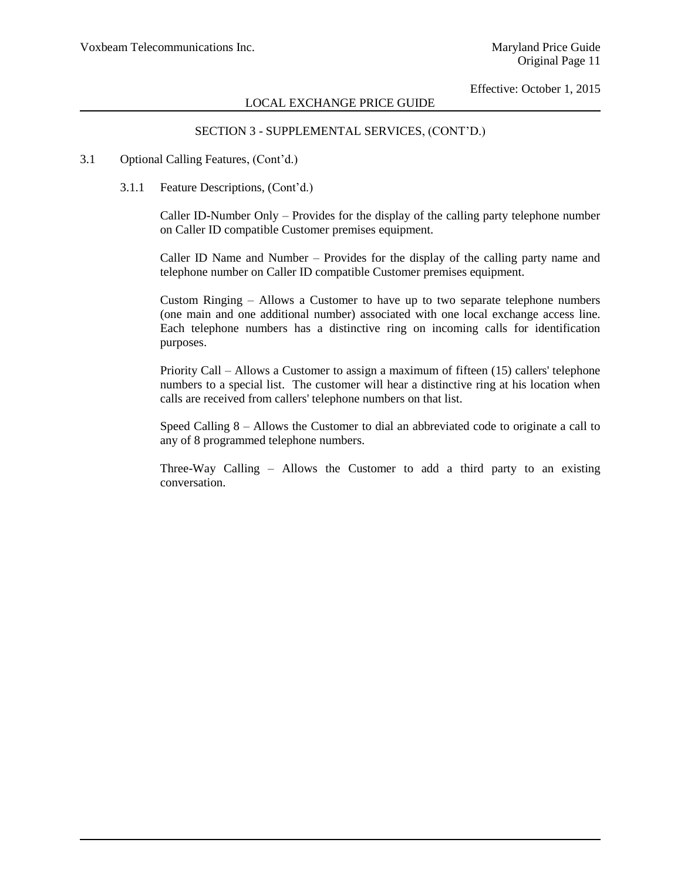## SECTION 3 - SUPPLEMENTAL SERVICES, (CONT'D.)

3.1 Optional Calling Features, (Cont'd.)

3.1.1 Feature Descriptions, (Cont'd.)

Caller ID-Number Only – Provides for the display of the calling party telephone number on Caller ID compatible Customer premises equipment.

Caller ID Name and Number – Provides for the display of the calling party name and telephone number on Caller ID compatible Customer premises equipment.

Custom Ringing – Allows a Customer to have up to two separate telephone numbers (one main and one additional number) associated with one local exchange access line. Each telephone numbers has a distinctive ring on incoming calls for identification purposes.

Priority Call – Allows a Customer to assign a maximum of fifteen (15) callers' telephone numbers to a special list. The customer will hear a distinctive ring at his location when calls are received from callers' telephone numbers on that list.

Speed Calling 8 – Allows the Customer to dial an abbreviated code to originate a call to any of 8 programmed telephone numbers.

Three-Way Calling – Allows the Customer to add a third party to an existing conversation.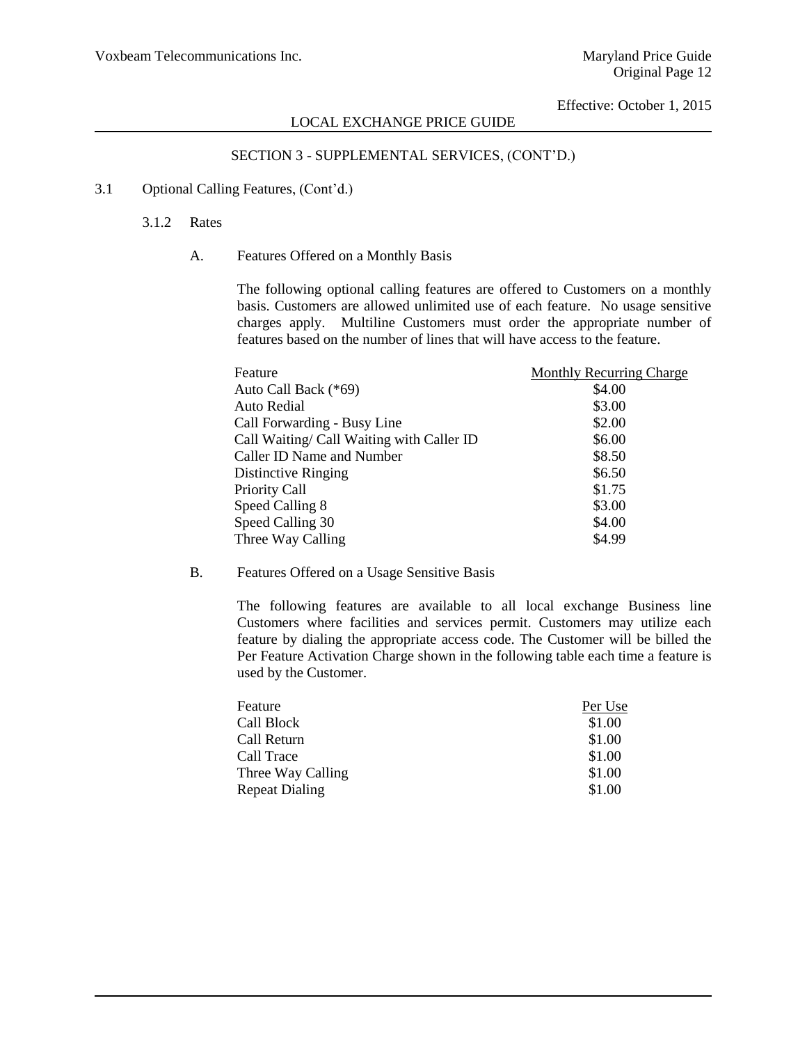# LOCAL EXCHANGE PRICE GUIDE

## SECTION 3 - SUPPLEMENTAL SERVICES, (CONT'D.)

3.1 Optional Calling Features, (Cont'd.)

3.1.2 Rates

A. Features Offered on a Monthly Basis

The following optional calling features are offered to Customers on a monthly basis. Customers are allowed unlimited use of each feature. No usage sensitive charges apply. Multiline Customers must order the appropriate number of features based on the number of lines that will have access to the feature.

| Feature | Monthly Recurring Charge |
|---|---|
| Auto Call Back (*69) | $4.00 |
| Auto Redial | $3.00 |
| Call Forwarding - Busy Line | $2.00 |
| Call Waiting/ Call Waiting with Caller ID | $6.00 |
| Caller ID Name and Number | $8.50 |
| Distinctive Ringing | $6.50 |
| Priority Call | $1.75 |
| Speed Calling 8 | $3.00 |
| Speed Calling 30 | $4.00 |
| Three Way Calling | $4.99 |

B. Features Offered on a Usage Sensitive Basis

The following features are available to all local exchange Business line Customers where facilities and services permit. Customers may utilize each feature by dialing the appropriate access code. The Customer will be billed the Per Feature Activation Charge shown in the following table each time a feature is used by the Customer.

| Feature | Per Use |
|---|---|
| Call Block | $1.00 |
| Call Return | $1.00 |
| Call Trace | $1.00 |
| Three Way Calling | $1.00 |
| Repeat Dialing | $1.00 |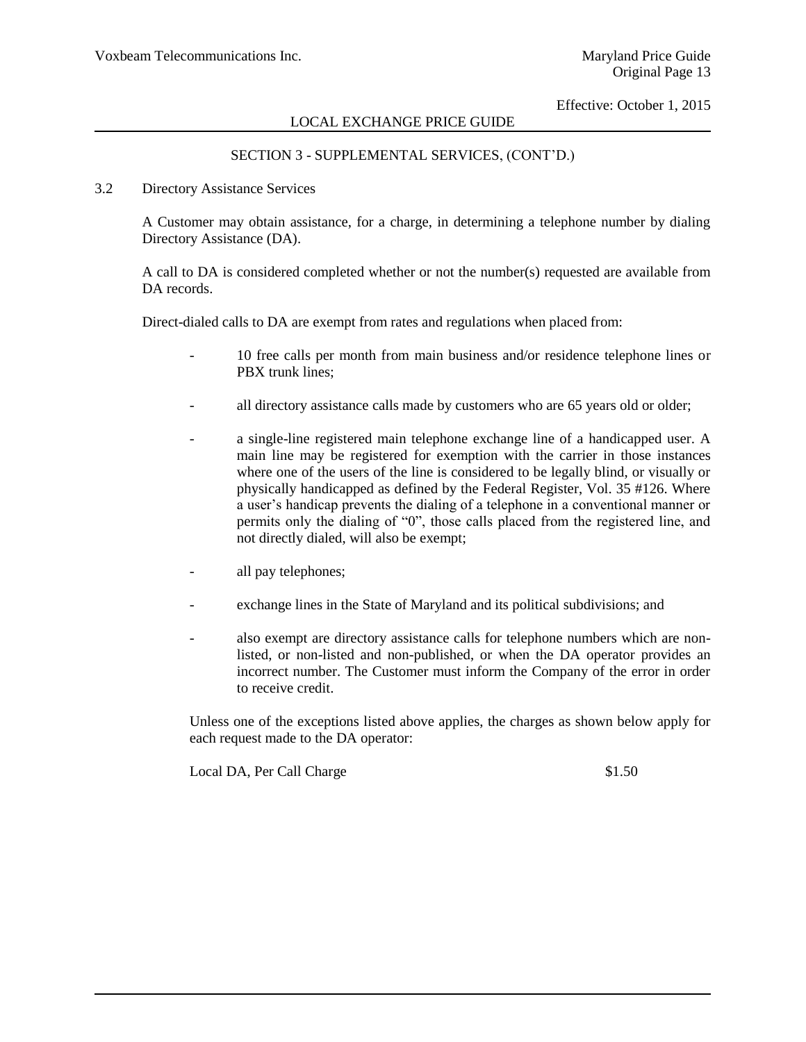## SECTION 3 - SUPPLEMENTAL SERVICES, (CONT'D.)

### 3.2 Directory Assistance Services

A Customer may obtain assistance, for a charge, in determining a telephone number by dialing Directory Assistance (DA).

A call to DA is considered completed whether or not the number(s) requested are available from DA records.

Direct-dialed calls to DA are exempt from rates and regulations when placed from:

- 10 free calls per month from main business and/or residence telephone lines or PBX trunk lines;
- all directory assistance calls made by customers who are 65 years old or older;
- a single-line registered main telephone exchange line of a handicapped user. A main line may be registered for exemption with the carrier in those instances where one of the users of the line is considered to be legally blind, or visually or physically handicapped as defined by the Federal Register, Vol. 35 #126. Where a user's handicap prevents the dialing of a telephone in a conventional manner or permits only the dialing of "0", those calls placed from the registered line, and not directly dialed, will also be exempt;
- all pay telephones;
- exchange lines in the State of Maryland and its political subdivisions; and
- also exempt are directory assistance calls for telephone numbers which are non-listed, or non-listed and non-published, or when the DA operator provides an incorrect number. The Customer must inform the Company of the error in order to receive credit.

Unless one of the exceptions listed above applies, the charges as shown below apply for each request made to the DA operator:

| | |
|---|---|
| Local DA, Per Call Charge | $1.50 |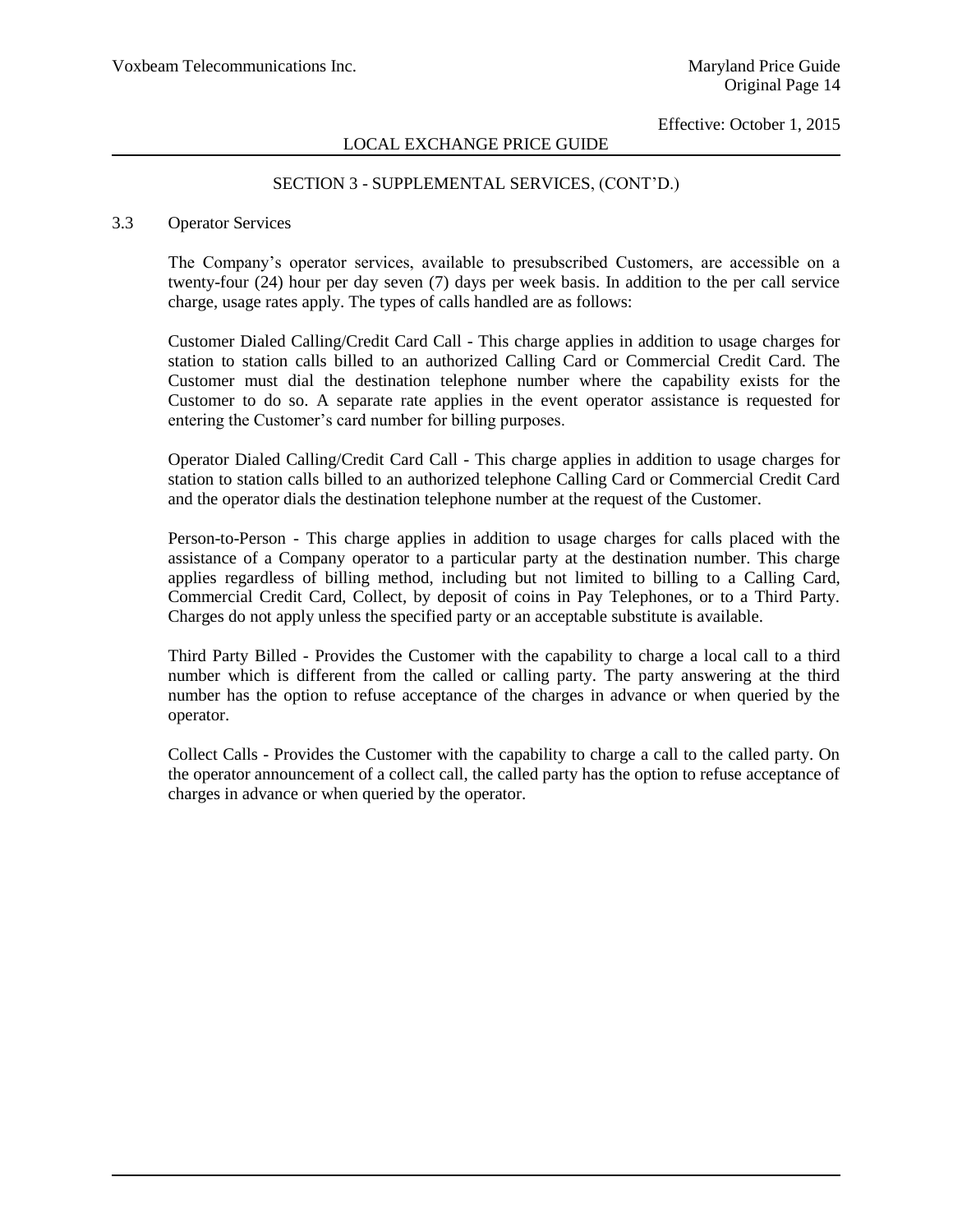## SECTION 3 - SUPPLEMENTAL SERVICES, (CONT'D.)

### 3.3 Operator Services

The Company's operator services, available to presubscribed Customers, are accessible on a twenty-four (24) hour per day seven (7) days per week basis. In addition to the per call service charge, usage rates apply. The types of calls handled are as follows:

Customer Dialed Calling/Credit Card Call - This charge applies in addition to usage charges for station to station calls billed to an authorized Calling Card or Commercial Credit Card. The Customer must dial the destination telephone number where the capability exists for the Customer to do so. A separate rate applies in the event operator assistance is requested for entering the Customer's card number for billing purposes.

Operator Dialed Calling/Credit Card Call - This charge applies in addition to usage charges for station to station calls billed to an authorized telephone Calling Card or Commercial Credit Card and the operator dials the destination telephone number at the request of the Customer.

Person-to-Person - This charge applies in addition to usage charges for calls placed with the assistance of a Company operator to a particular party at the destination number. This charge applies regardless of billing method, including but not limited to billing to a Calling Card, Commercial Credit Card, Collect, by deposit of coins in Pay Telephones, or to a Third Party. Charges do not apply unless the specified party or an acceptable substitute is available.

Third Party Billed - Provides the Customer with the capability to charge a local call to a third number which is different from the called or calling party. The party answering at the third number has the option to refuse acceptance of the charges in advance or when queried by the operator.

Collect Calls - Provides the Customer with the capability to charge a call to the called party. On the operator announcement of a collect call, the called party has the option to refuse acceptance of charges in advance or when queried by the operator.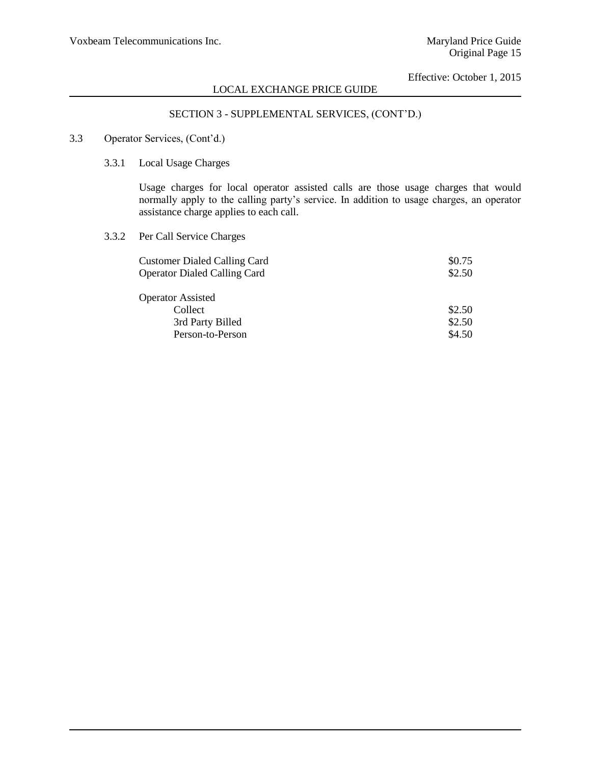## SECTION 3 - SUPPLEMENTAL SERVICES, (CONT'D.)

### 3.3 Operator Services, (Cont'd.)

#### 3.3.1 Local Usage Charges

Usage charges for local operator assisted calls are those usage charges that would normally apply to the calling party's service. In addition to usage charges, an operator assistance charge applies to each call.

#### 3.3.2 Per Call Service Charges

| | |
|---|---|
| Customer Dialed Calling Card | $0.75 |
| Operator Dialed Calling Card | $2.50 |
| | |
| Operator Assisted | |
| Collect | $2.50 |
| 3rd Party Billed | $2.50 |
| Person-to-Person | $4.50 |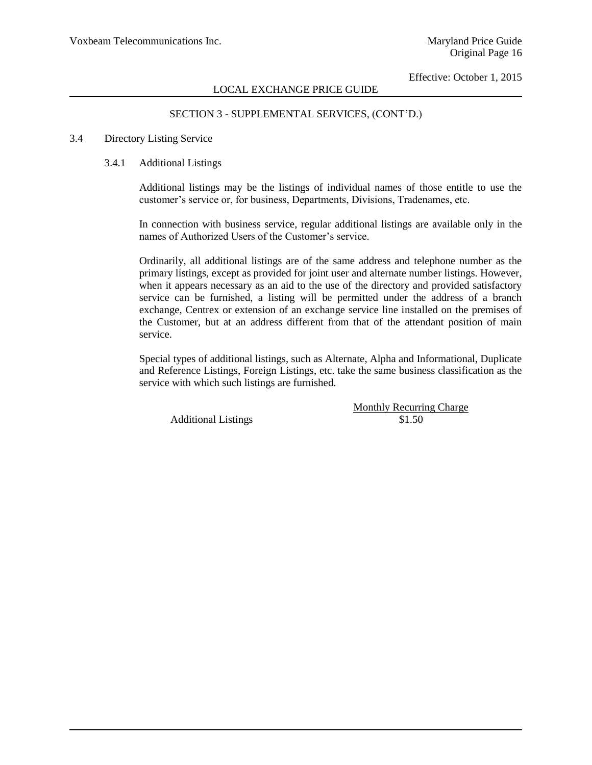## SECTION 3 - SUPPLEMENTAL SERVICES, (CONT'D.)

### 3.4 Directory Listing Service

#### 3.4.1 Additional Listings

Additional listings may be the listings of individual names of those entitle to use the customer's service or, for business, Departments, Divisions, Tradenames, etc.

In connection with business service, regular additional listings are available only in the names of Authorized Users of the Customer's service.

Ordinarily, all additional listings are of the same address and telephone number as the primary listings, except as provided for joint user and alternate number listings. However, when it appears necessary as an aid to the use of the directory and provided satisfactory service can be furnished, a listing will be permitted under the address of a branch exchange, Centrex or extension of an exchange service line installed on the premises of the Customer, but at an address different from that of the attendant position of main service.

Special types of additional listings, such as Alternate, Alpha and Informational, Duplicate and Reference Listings, Foreign Listings, etc. take the same business classification as the service with which such listings are furnished.

| | Monthly Recurring Charge |
|---|---|
| Additional Listings | $1.50 |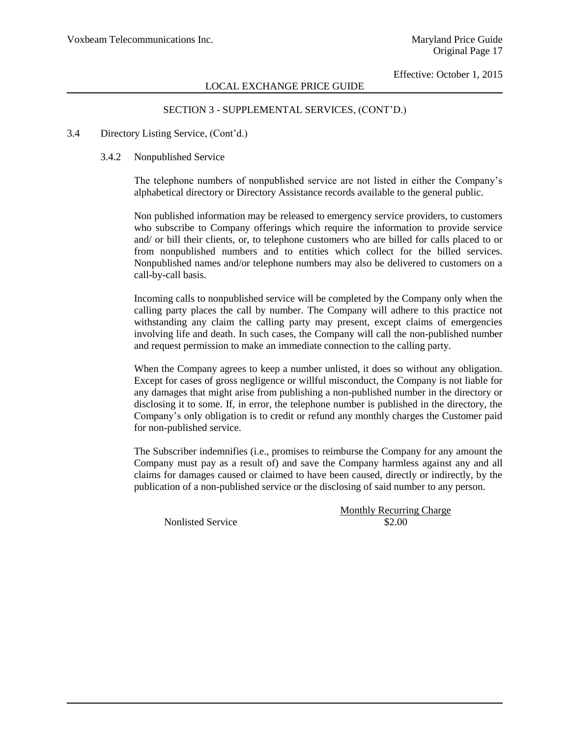LOCAL EXCHANGE PRICE GUIDE

SECTION 3 - SUPPLEMENTAL SERVICES, (CONT'D.)

3.4 Directory Listing Service, (Cont'd.)

3.4.2 Nonpublished Service

The telephone numbers of nonpublished service are not listed in either the Company's alphabetical directory or Directory Assistance records available to the general public.

Non published information may be released to emergency service providers, to customers who subscribe to Company offerings which require the information to provide service and/ or bill their clients, or, to telephone customers who are billed for calls placed to or from nonpublished numbers and to entities which collect for the billed services. Nonpublished names and/or telephone numbers may also be delivered to customers on a call-by-call basis.

Incoming calls to nonpublished service will be completed by the Company only when the calling party places the call by number. The Company will adhere to this practice not withstanding any claim the calling party may present, except claims of emergencies involving life and death. In such cases, the Company will call the non-published number and request permission to make an immediate connection to the calling party.

When the Company agrees to keep a number unlisted, it does so without any obligation. Except for cases of gross negligence or willful misconduct, the Company is not liable for any damages that might arise from publishing a non-published number in the directory or disclosing it to some. If, in error, the telephone number is published in the directory, the Company's only obligation is to credit or refund any monthly charges the Customer paid for non-published service.

The Subscriber indemnifies (i.e., promises to reimburse the Company for any amount the Company must pay as a result of) and save the Company harmless against any and all claims for damages caused or claimed to have been caused, directly or indirectly, by the publication of a non-published service or the disclosing of said number to any person.

| | Monthly Recurring Charge |
|---|---|
| Nonlisted Service | $2.00 |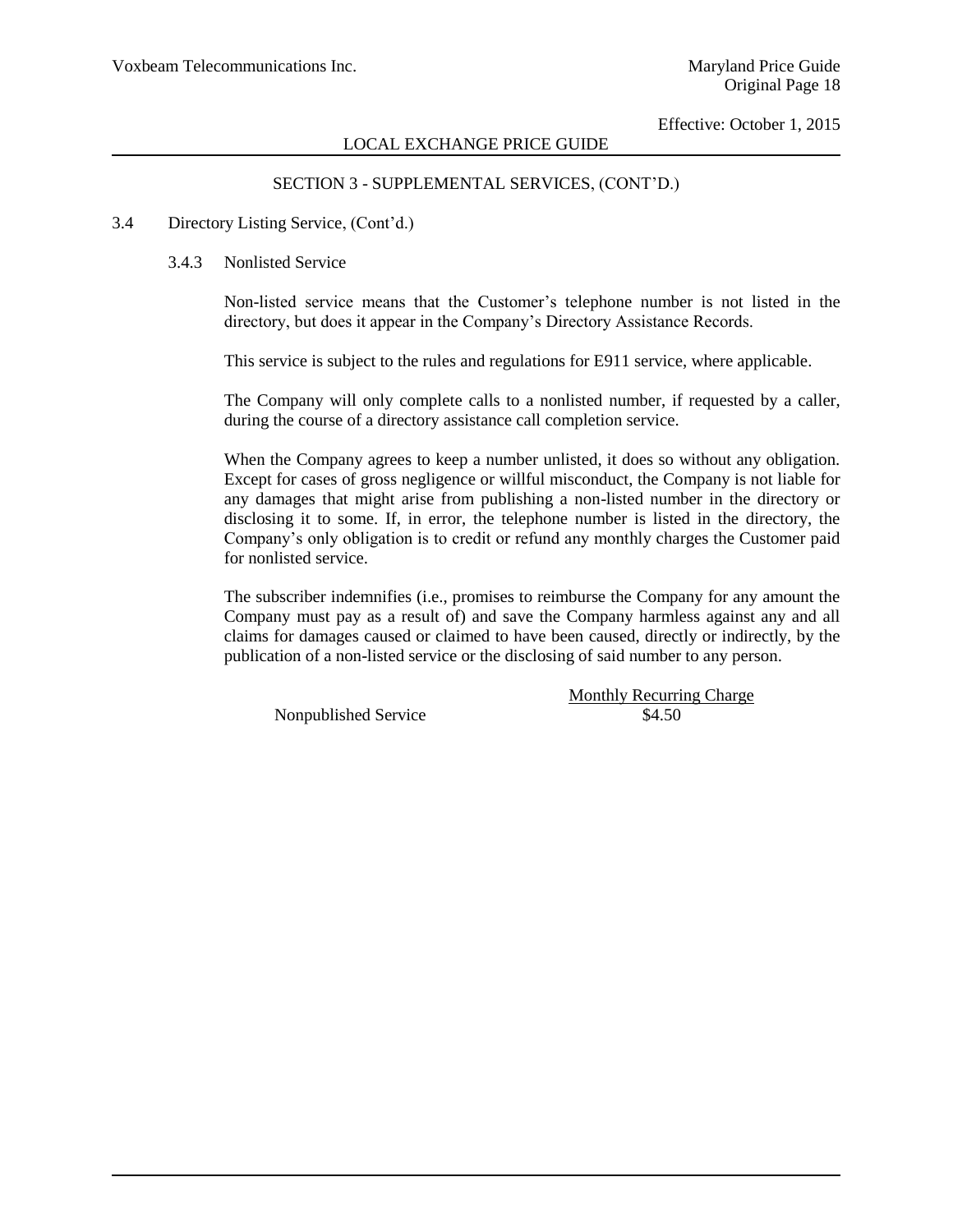## SECTION 3 - SUPPLEMENTAL SERVICES, (CONT'D.)

3.4 Directory Listing Service, (Cont'd.)

### 3.4.3 Nonlisted Service

Non-listed service means that the Customer's telephone number is not listed in the directory, but does it appear in the Company's Directory Assistance Records.

This service is subject to the rules and regulations for E911 service, where applicable.

The Company will only complete calls to a nonlisted number, if requested by a caller, during the course of a directory assistance call completion service.

When the Company agrees to keep a number unlisted, it does so without any obligation. Except for cases of gross negligence or willful misconduct, the Company is not liable for any damages that might arise from publishing a non-listed number in the directory or disclosing it to some. If, in error, the telephone number is listed in the directory, the Company's only obligation is to credit or refund any monthly charges the Customer paid for nonlisted service.

The subscriber indemnifies (i.e., promises to reimburse the Company for any amount the Company must pay as a result of) and save the Company harmless against any and all claims for damages caused or claimed to have been caused, directly or indirectly, by the publication of a non-listed service or the disclosing of said number to any person.

| | Monthly Recurring Charge |
|---|---|
| Nonpublished Service | $4.50 |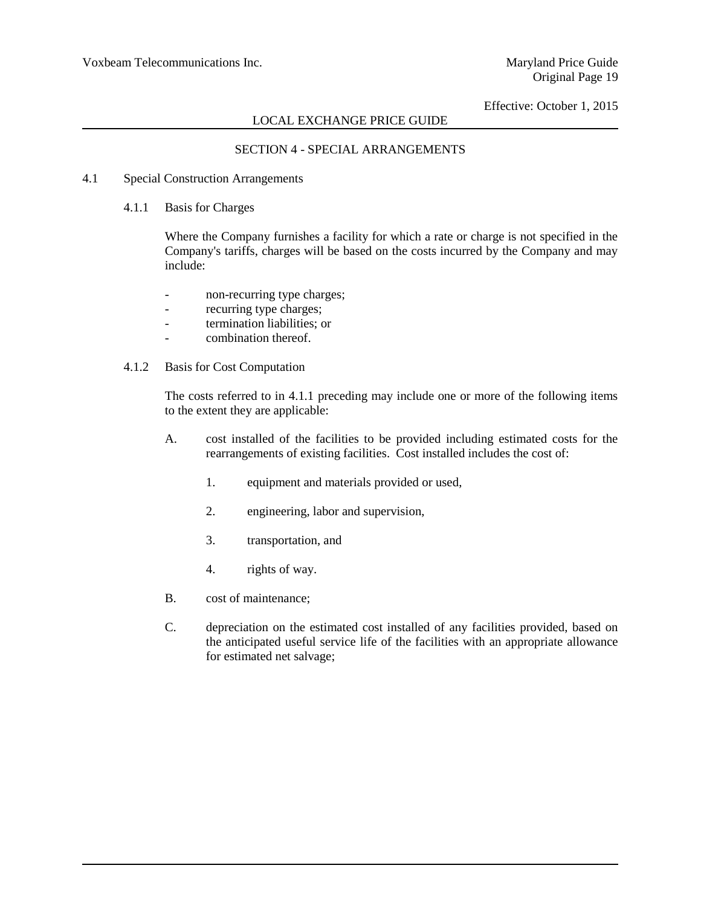## SECTION 4 - SPECIAL ARRANGEMENTS

### 4.1 Special Construction Arrangements

#### 4.1.1 Basis for Charges

Where the Company furnishes a facility for which a rate or charge is not specified in the Company's tariffs, charges will be based on the costs incurred by the Company and may include:

- non-recurring type charges;
- recurring type charges;
- termination liabilities; or
- combination thereof.

#### 4.1.2 Basis for Cost Computation

The costs referred to in 4.1.1 preceding may include one or more of the following items to the extent they are applicable:

A. cost installed of the facilities to be provided including estimated costs for the rearrangements of existing facilities. Cost installed includes the cost of:

   1. equipment and materials provided or used,

   2. engineering, labor and supervision,

   3. transportation, and

   4. rights of way.

B. cost of maintenance;

C. depreciation on the estimated cost installed of any facilities provided, based on the anticipated useful service life of the facilities with an appropriate allowance for estimated net salvage;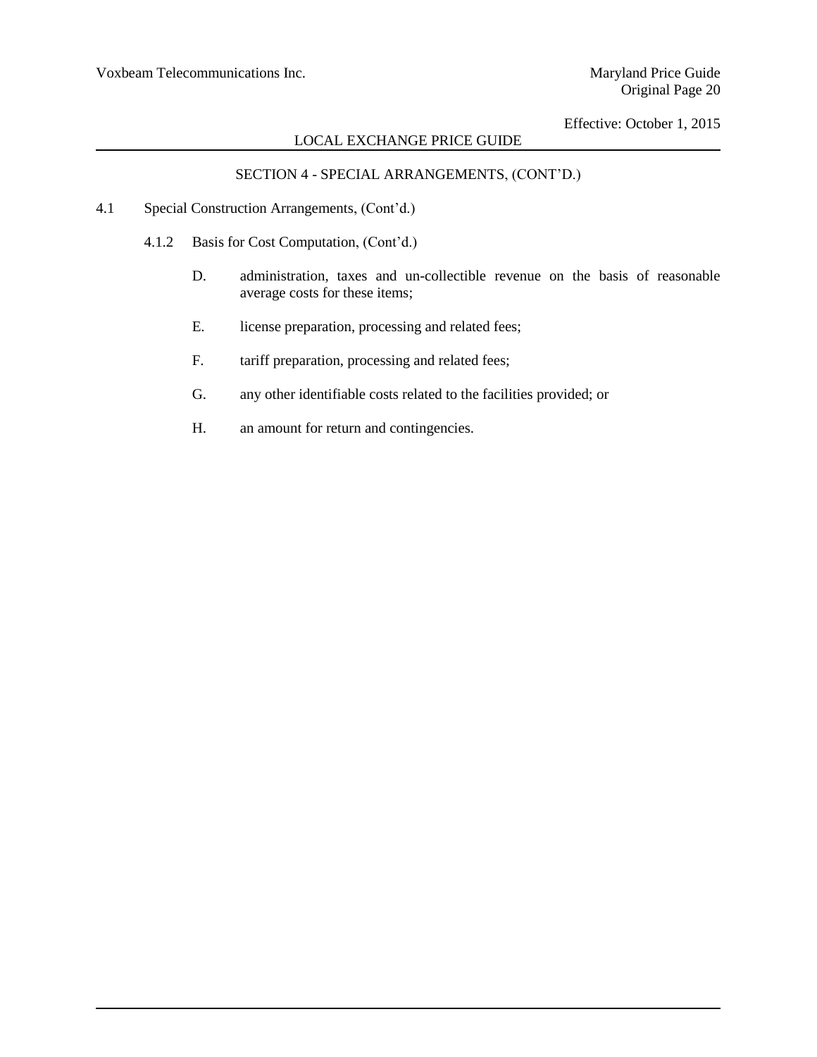## SECTION 4 - SPECIAL ARRANGEMENTS, (CONT'D.)

4.1 Special Construction Arrangements, (Cont'd.)

4.1.2 Basis for Cost Computation, (Cont'd.)

D. administration, taxes and un-collectible revenue on the basis of reasonable average costs for these items;

E. license preparation, processing and related fees;

F. tariff preparation, processing and related fees;

G. any other identifiable costs related to the facilities provided; or

H. an amount for return and contingencies.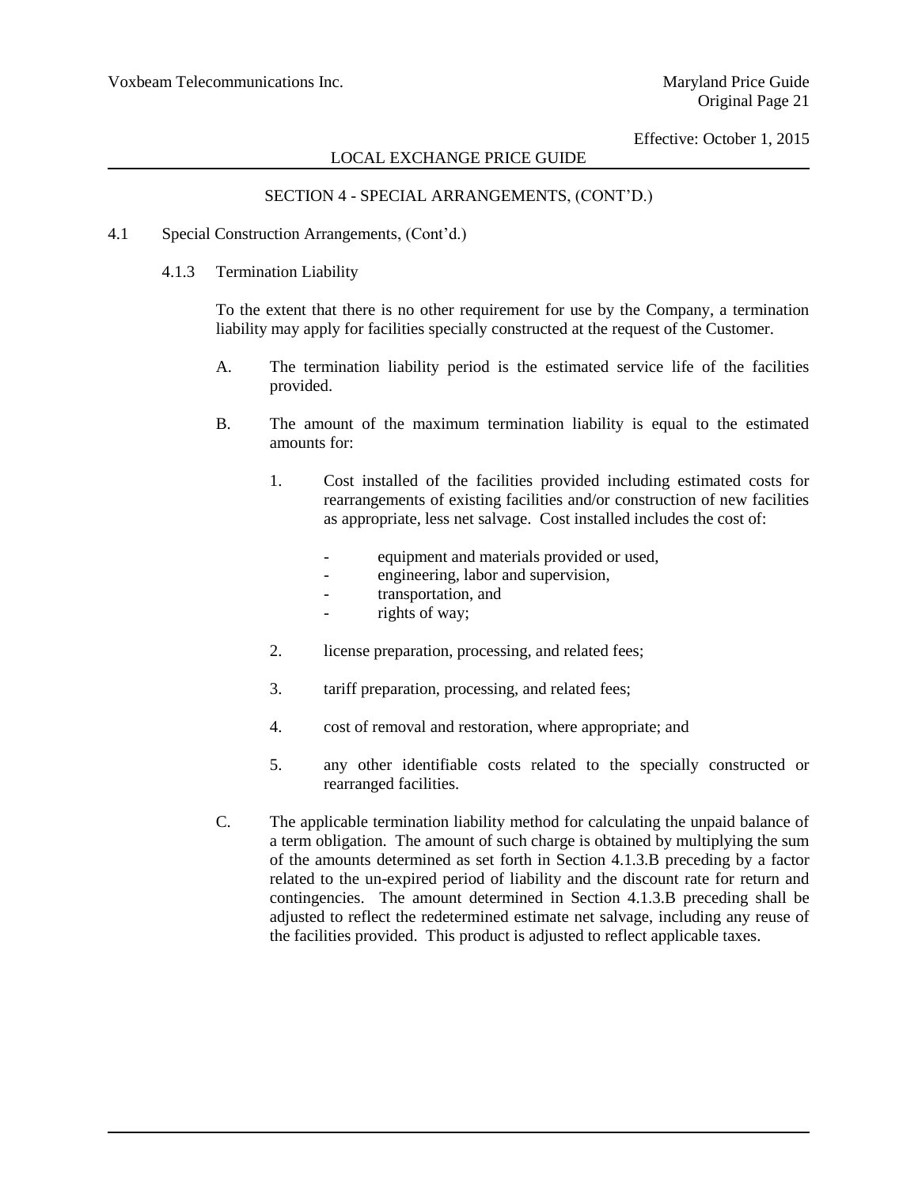## SECTION 4 - SPECIAL ARRANGEMENTS, (CONT'D.)

4.1 Special Construction Arrangements, (Cont'd.)

4.1.3 Termination Liability

To the extent that there is no other requirement for use by the Company, a termination liability may apply for facilities specially constructed at the request of the Customer.

A. The termination liability period is the estimated service life of the facilities provided.

B. The amount of the maximum termination liability is equal to the estimated amounts for:

1. Cost installed of the facilities provided including estimated costs for rearrangements of existing facilities and/or construction of new facilities as appropriate, less net salvage. Cost installed includes the cost of:

   - equipment and materials provided or used,
   - engineering, labor and supervision,
   - transportation, and
   - rights of way;

2. license preparation, processing, and related fees;

3. tariff preparation, processing, and related fees;

4. cost of removal and restoration, where appropriate; and

5. any other identifiable costs related to the specially constructed or rearranged facilities.

C. The applicable termination liability method for calculating the unpaid balance of a term obligation. The amount of such charge is obtained by multiplying the sum of the amounts determined as set forth in Section 4.1.3.B preceding by a factor related to the un-expired period of liability and the discount rate for return and contingencies. The amount determined in Section 4.1.3.B preceding shall be adjusted to reflect the redetermined estimate net salvage, including any reuse of the facilities provided. This product is adjusted to reflect applicable taxes.